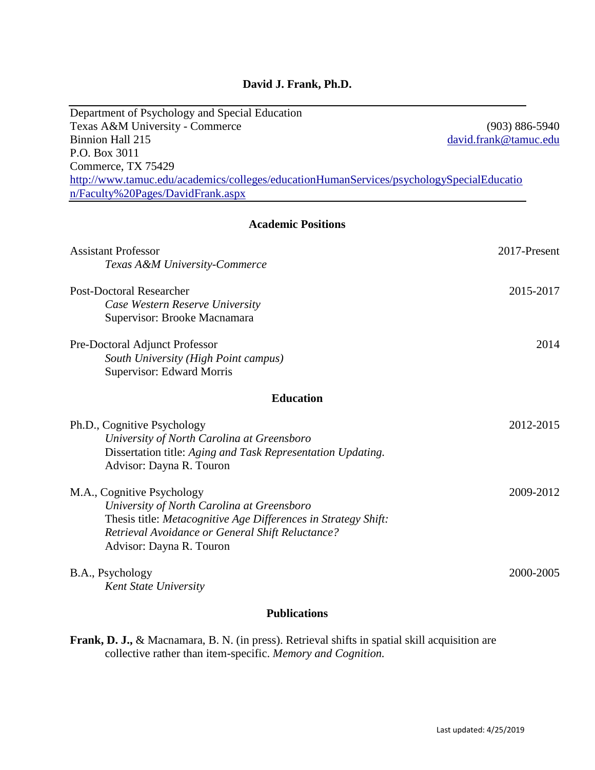# David J. Frank, Ph.D.

Department of Psychology and Special Education
Texas A&M University - Commerce
Binnion Hall 215
P.O. Box 3011
Commerce, TX 75429
http://www.tamuc.edu/academics/colleges/educationHumanServices/psychologySpecialEducation/Faculty%20Pages/DavidFrank.aspx

(903) 886-5940
david.frank@tamuc.edu

## Academic Positions

Assistant Professor — 2017-Present
*Texas A&M University-Commerce*

Post-Doctoral Researcher — 2015-2017
*Case Western Reserve University*
Supervisor: Brooke Macnamara

Pre-Doctoral Adjunct Professor — 2014
*South University (High Point campus)*
Supervisor: Edward Morris

## Education

Ph.D., Cognitive Psychology — 2012-2015
*University of North Carolina at Greensboro*
Dissertation title: *Aging and Task Representation Updating.*
Advisor: Dayna R. Touron

M.A., Cognitive Psychology — 2009-2012
*University of North Carolina at Greensboro*
Thesis title: *Metacognitive Age Differences in Strategy Shift: Retrieval Avoidance or General Shift Reluctance?*
Advisor: Dayna R. Touron

B.A., Psychology — 2000-2005
*Kent State University*

## Publications

**Frank, D. J.,** & Macnamara, B. N. (in press). Retrieval shifts in spatial skill acquisition are collective rather than item-specific. *Memory and Cognition.*

Last updated: 4/25/2019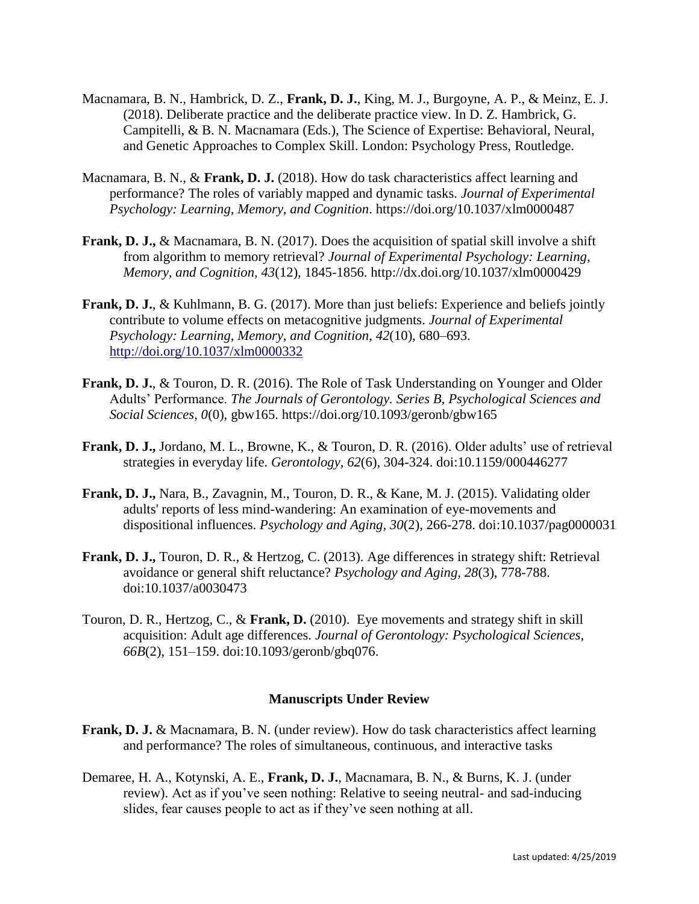Macnamara, B. N., Hambrick, D. Z., **Frank, D. J.**, King, M. J., Burgoyne, A. P., & Meinz, E. J. (2018). Deliberate practice and the deliberate practice view. In D. Z. Hambrick, G. Campitelli, & B. N. Macnamara (Eds.), The Science of Expertise: Behavioral, Neural, and Genetic Approaches to Complex Skill. London: Psychology Press, Routledge.

Macnamara, B. N., & **Frank, D. J.** (2018). How do task characteristics affect learning and performance? The roles of variably mapped and dynamic tasks. *Journal of Experimental Psychology: Learning, Memory, and Cognition*. https://doi.org/10.1037/xlm0000487

**Frank, D. J.,** & Macnamara, B. N. (2017). Does the acquisition of spatial skill involve a shift from algorithm to memory retrieval? *Journal of Experimental Psychology: Learning, Memory, and Cognition*, *43*(12), 1845-1856. http://dx.doi.org/10.1037/xlm0000429

**Frank, D. J.**, & Kuhlmann, B. G. (2017). More than just beliefs: Experience and beliefs jointly contribute to volume effects on metacognitive judgments. *Journal of Experimental Psychology: Learning, Memory, and Cognition*, *42*(10), 680–693. http://doi.org/10.1037/xlm0000332

**Frank, D. J.**, & Touron, D. R. (2016). The Role of Task Understanding on Younger and Older Adults' Performance. *The Journals of Gerontology. Series B, Psychological Sciences and Social Sciences*, *0*(0), gbw165. https://doi.org/10.1093/geronb/gbw165

**Frank, D. J.,** Jordano, M. L., Browne, K., & Touron, D. R. (2016). Older adults' use of retrieval strategies in everyday life. *Gerontology, 62*(6), 304-324. doi:10.1159/000446277

**Frank, D. J.,** Nara, B., Zavagnin, M., Touron, D. R., & Kane, M. J. (2015). Validating older adults' reports of less mind-wandering: An examination of eye-movements and dispositional influences. *Psychology and Aging, 30*(2), 266-278. doi:10.1037/pag0000031

**Frank, D. J.,** Touron, D. R., & Hertzog, C. (2013). Age differences in strategy shift: Retrieval avoidance or general shift reluctance? *Psychology and Aging, 28*(3), 778-788. doi:10.1037/a0030473

Touron, D. R., Hertzog, C., & **Frank, D.** (2010). Eye movements and strategy shift in skill acquisition: Adult age differences. *Journal of Gerontology: Psychological Sciences, 66B*(2), 151–159. doi:10.1093/geronb/gbq076.

## Manuscripts Under Review

**Frank, D. J.** & Macnamara, B. N. (under review). How do task characteristics affect learning and performance? The roles of simultaneous, continuous, and interactive tasks

Demaree, H. A., Kotynski, A. E., **Frank, D. J.**, Macnamara, B. N., & Burns, K. J. (under review). Act as if you've seen nothing: Relative to seeing neutral- and sad-inducing slides, fear causes people to act as if they've seen nothing at all.

Last updated: 4/25/2019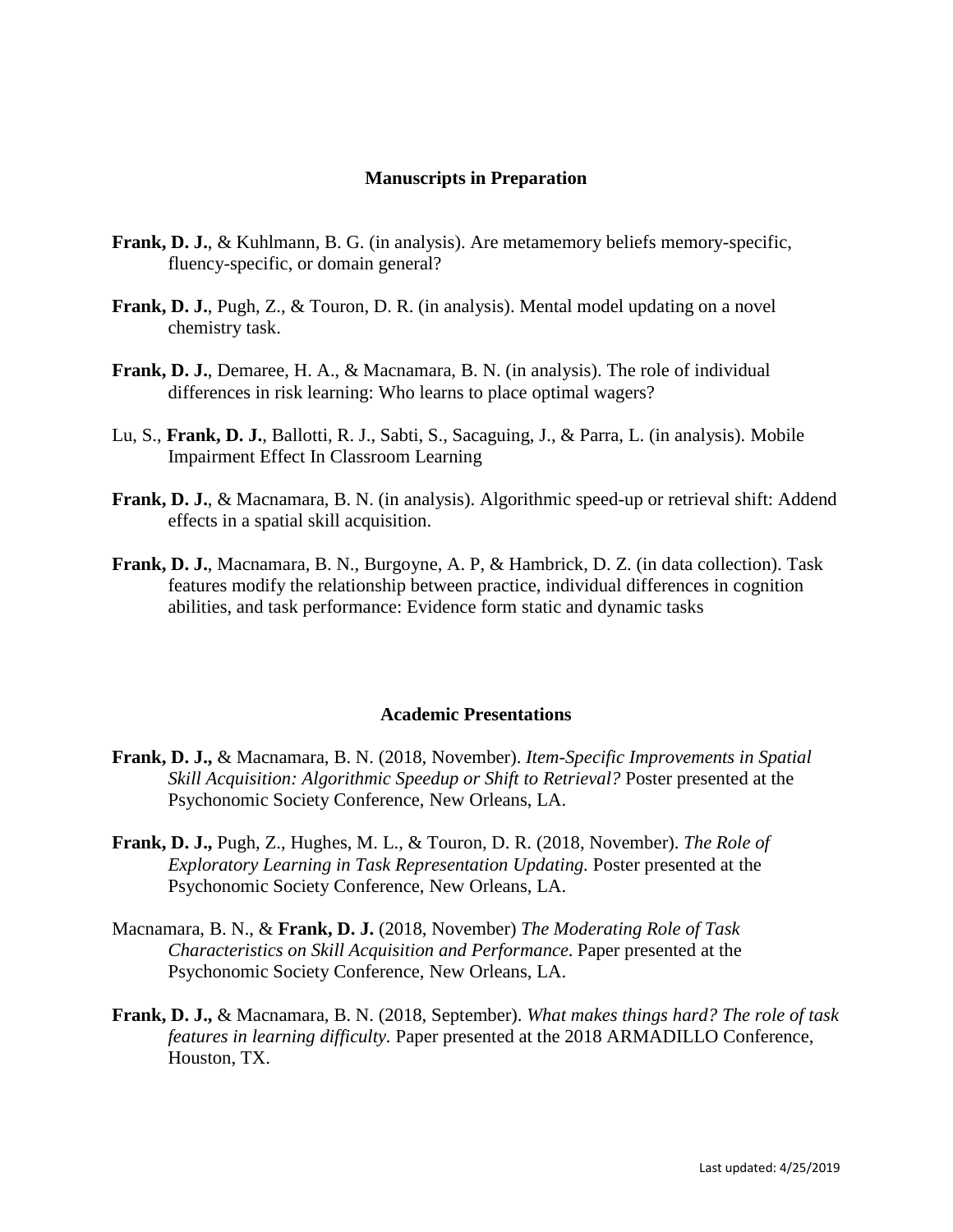## Manuscripts in Preparation

**Frank, D. J.**, & Kuhlmann, B. G. (in analysis). Are metamemory beliefs memory-specific, fluency-specific, or domain general?

**Frank, D. J.**, Pugh, Z., & Touron, D. R. (in analysis). Mental model updating on a novel chemistry task.

**Frank, D. J.**, Demaree, H. A., & Macnamara, B. N. (in analysis). The role of individual differences in risk learning: Who learns to place optimal wagers?

Lu, S., **Frank, D. J.**, Ballotti, R. J., Sabti, S., Sacaguing, J., & Parra, L. (in analysis). Mobile Impairment Effect In Classroom Learning

**Frank, D. J.**, & Macnamara, B. N. (in analysis). Algorithmic speed-up or retrieval shift: Addend effects in a spatial skill acquisition.

**Frank, D. J.**, Macnamara, B. N., Burgoyne, A. P, & Hambrick, D. Z. (in data collection). Task features modify the relationship between practice, individual differences in cognition abilities, and task performance: Evidence form static and dynamic tasks

## Academic Presentations

**Frank, D. J.,** & Macnamara, B. N. (2018, November). *Item-Specific Improvements in Spatial Skill Acquisition: Algorithmic Speedup or Shift to Retrieval?* Poster presented at the Psychonomic Society Conference, New Orleans, LA.

**Frank, D. J.,** Pugh, Z., Hughes, M. L., & Touron, D. R. (2018, November). *The Role of Exploratory Learning in Task Representation Updating.* Poster presented at the Psychonomic Society Conference, New Orleans, LA.

Macnamara, B. N., & **Frank, D. J.** (2018, November) *The Moderating Role of Task Characteristics on Skill Acquisition and Performance.* Paper presented at the Psychonomic Society Conference, New Orleans, LA.

**Frank, D. J.,** & Macnamara, B. N. (2018, September). *What makes things hard? The role of task features in learning difficulty.* Paper presented at the 2018 ARMADILLO Conference, Houston, TX.

Last updated: 4/25/2019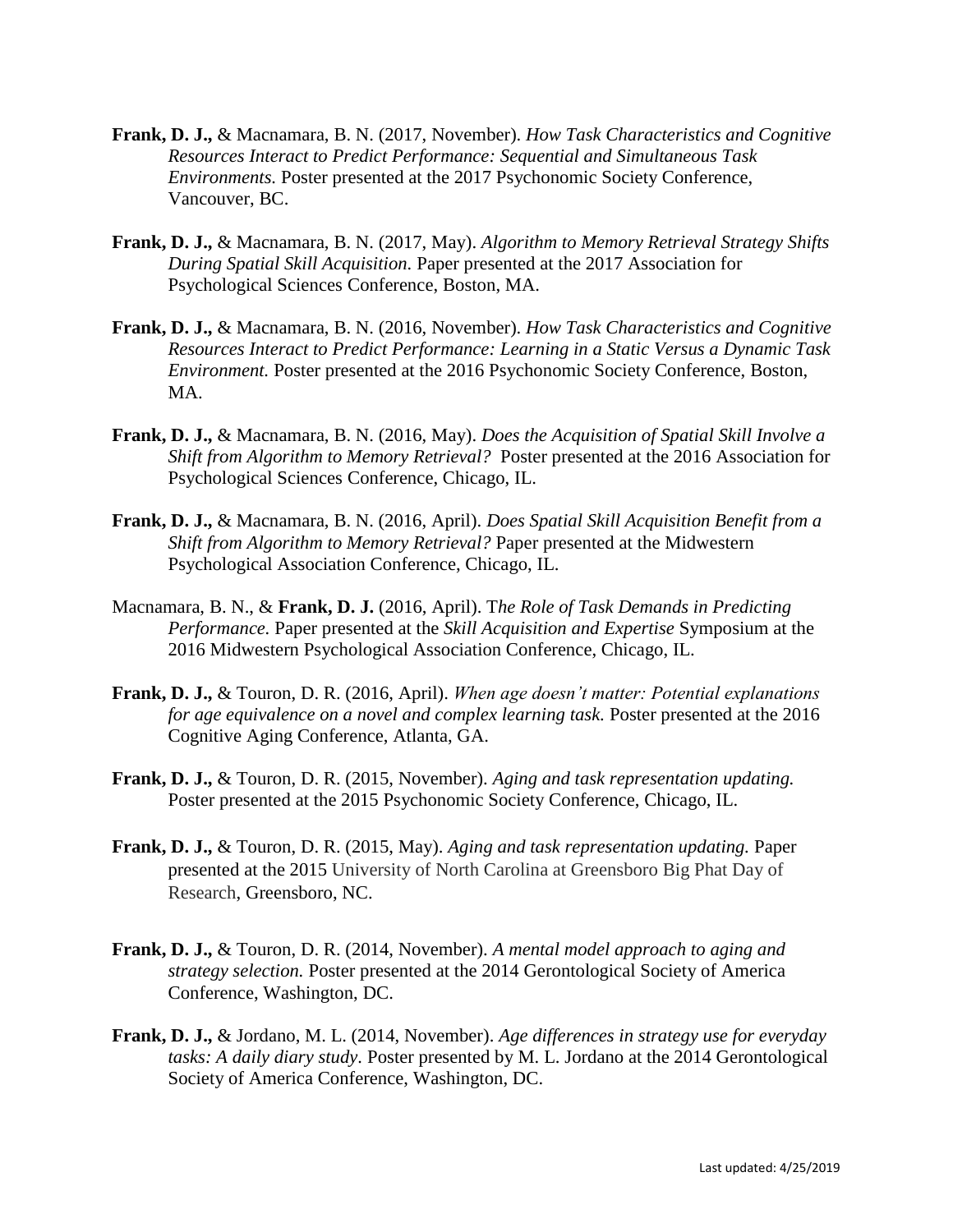**Frank, D. J.,** & Macnamara, B. N. (2017, November). *How Task Characteristics and Cognitive Resources Interact to Predict Performance: Sequential and Simultaneous Task Environments.* Poster presented at the 2017 Psychonomic Society Conference, Vancouver, BC.

**Frank, D. J.,** & Macnamara, B. N. (2017, May). *Algorithm to Memory Retrieval Strategy Shifts During Spatial Skill Acquisition.* Paper presented at the 2017 Association for Psychological Sciences Conference, Boston, MA.

**Frank, D. J.,** & Macnamara, B. N. (2016, November). *How Task Characteristics and Cognitive Resources Interact to Predict Performance: Learning in a Static Versus a Dynamic Task Environment.* Poster presented at the 2016 Psychonomic Society Conference, Boston, MA.

**Frank, D. J.,** & Macnamara, B. N. (2016, May). *Does the Acquisition of Spatial Skill Involve a Shift from Algorithm to Memory Retrieval?* Poster presented at the 2016 Association for Psychological Sciences Conference, Chicago, IL.

**Frank, D. J.,** & Macnamara, B. N. (2016, April). *Does Spatial Skill Acquisition Benefit from a Shift from Algorithm to Memory Retrieval?* Paper presented at the Midwestern Psychological Association Conference, Chicago, IL.

Macnamara, B. N., & **Frank, D. J.** (2016, April). T*he Role of Task Demands in Predicting Performance.* Paper presented at the *Skill Acquisition and Expertise* Symposium at the 2016 Midwestern Psychological Association Conference, Chicago, IL.

**Frank, D. J.,** & Touron, D. R. (2016, April). *When age doesn't matter: Potential explanations for age equivalence on a novel and complex learning task.* Poster presented at the 2016 Cognitive Aging Conference, Atlanta, GA.

**Frank, D. J.,** & Touron, D. R. (2015, November). *Aging and task representation updating.* Poster presented at the 2015 Psychonomic Society Conference, Chicago, IL.

**Frank, D. J.,** & Touron, D. R. (2015, May). *Aging and task representation updating.* Paper presented at the 2015 University of North Carolina at Greensboro Big Phat Day of Research, Greensboro, NC.

**Frank, D. J.,** & Touron, D. R. (2014, November). *A mental model approach to aging and strategy selection.* Poster presented at the 2014 Gerontological Society of America Conference, Washington, DC.

**Frank, D. J.,** & Jordano, M. L. (2014, November). *Age differences in strategy use for everyday tasks: A daily diary study.* Poster presented by M. L. Jordano at the 2014 Gerontological Society of America Conference, Washington, DC.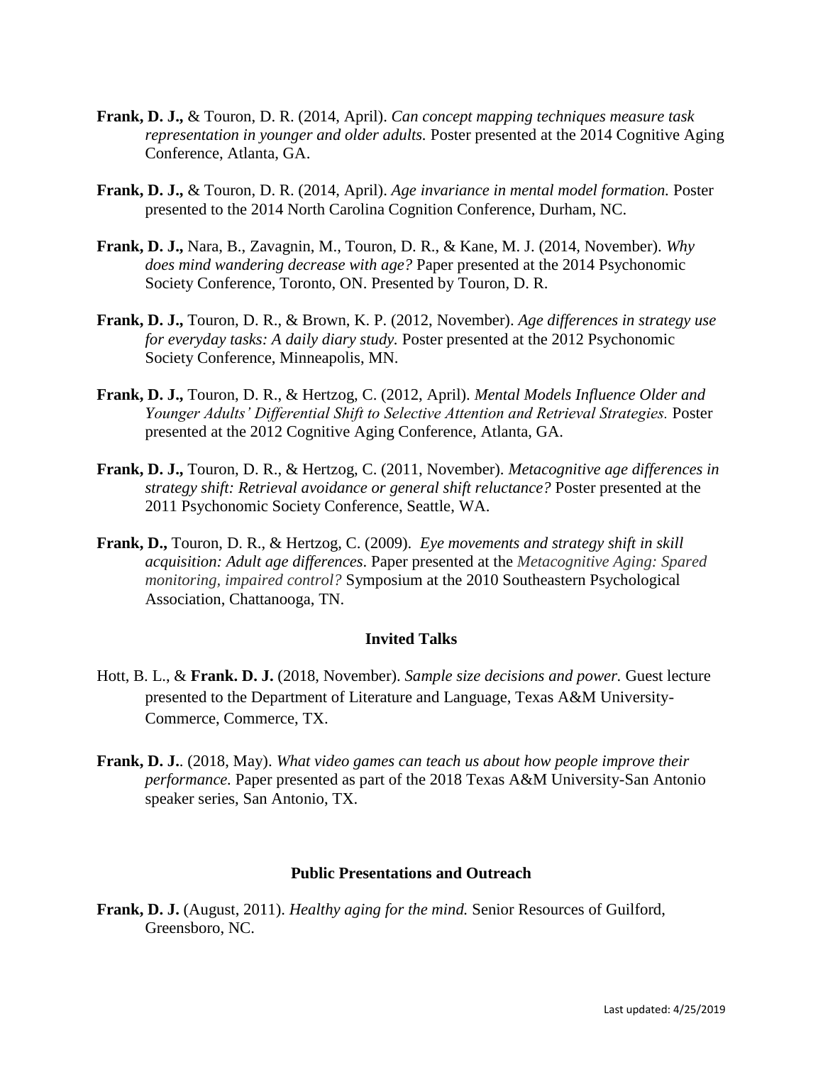**Frank, D. J.,** & Touron, D. R. (2014, April). *Can concept mapping techniques measure task representation in younger and older adults.* Poster presented at the 2014 Cognitive Aging Conference, Atlanta, GA.

**Frank, D. J.,** & Touron, D. R. (2014, April). *Age invariance in mental model formation.* Poster presented to the 2014 North Carolina Cognition Conference, Durham, NC.

**Frank, D. J.,** Nara, B., Zavagnin, M., Touron, D. R., & Kane, M. J. (2014, November). *Why does mind wandering decrease with age?* Paper presented at the 2014 Psychonomic Society Conference, Toronto, ON. Presented by Touron, D. R.

**Frank, D. J.,** Touron, D. R., & Brown, K. P. (2012, November). *Age differences in strategy use for everyday tasks: A daily diary study.* Poster presented at the 2012 Psychonomic Society Conference, Minneapolis, MN.

**Frank, D. J.,** Touron, D. R., & Hertzog, C. (2012, April). *Mental Models Influence Older and Younger Adults' Differential Shift to Selective Attention and Retrieval Strategies.* Poster presented at the 2012 Cognitive Aging Conference, Atlanta, GA.

**Frank, D. J.,** Touron, D. R., & Hertzog, C. (2011, November). *Metacognitive age differences in strategy shift: Retrieval avoidance or general shift reluctance?* Poster presented at the 2011 Psychonomic Society Conference, Seattle, WA.

**Frank, D.,** Touron, D. R., & Hertzog, C. (2009). *Eye movements and strategy shift in skill acquisition: Adult age differences*. Paper presented at the *Metacognitive Aging: Spared monitoring, impaired control?* Symposium at the 2010 Southeastern Psychological Association, Chattanooga, TN.

### Invited Talks

Hott, B. L., & **Frank. D. J.** (2018, November). *Sample size decisions and power.* Guest lecture presented to the Department of Literature and Language, Texas A&M University-Commerce, Commerce, TX.

**Frank, D. J.**. (2018, May). *What video games can teach us about how people improve their performance.* Paper presented as part of the 2018 Texas A&M University-San Antonio speaker series, San Antonio, TX.

### Public Presentations and Outreach

**Frank, D. J.** (August, 2011). *Healthy aging for the mind.* Senior Resources of Guilford, Greensboro, NC.

Last updated: 4/25/2019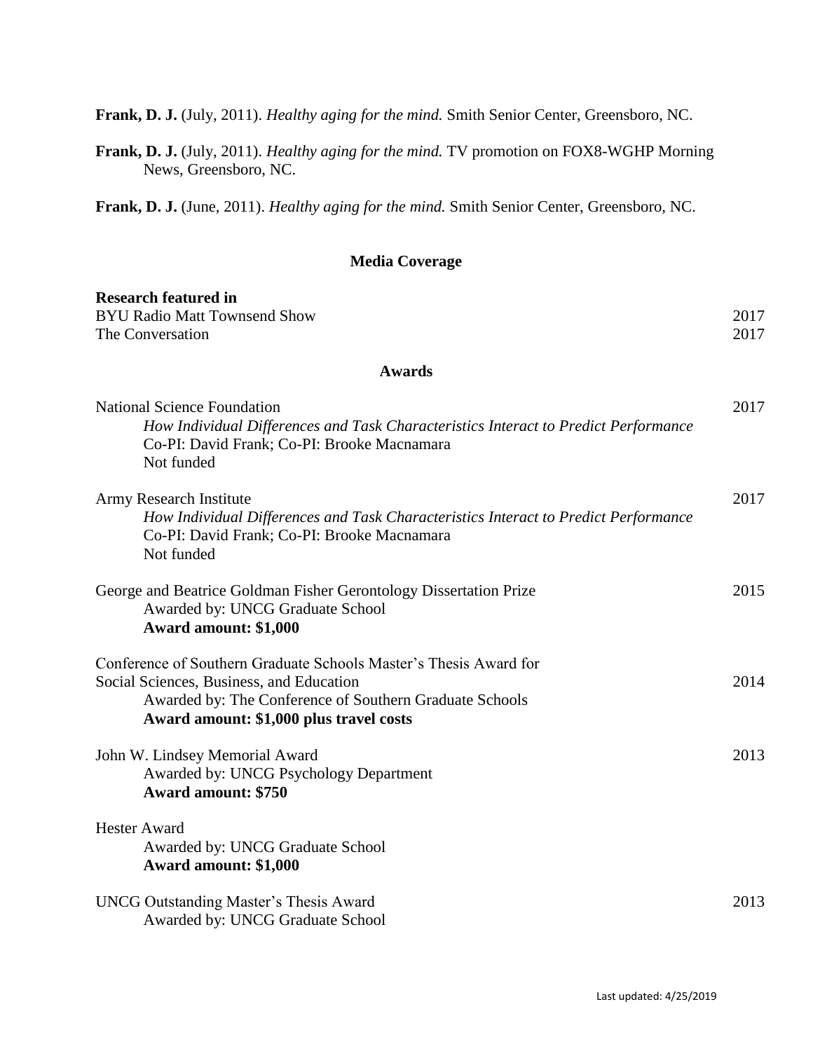**Frank, D. J.** (July, 2011). *Healthy aging for the mind.* Smith Senior Center, Greensboro, NC.

**Frank, D. J.** (July, 2011). *Healthy aging for the mind.* TV promotion on FOX8-WGHP Morning News, Greensboro, NC.

**Frank, D. J.** (June, 2011). *Healthy aging for the mind.* Smith Senior Center, Greensboro, NC.

## Media Coverage

**Research featured in**

BYU Radio Matt Townsend Show 2017

The Conversation 2017

## Awards

National Science Foundation 2017
*How Individual Differences and Task Characteristics Interact to Predict Performance*
Co-PI: David Frank; Co-PI: Brooke Macnamara
Not funded

Army Research Institute 2017
*How Individual Differences and Task Characteristics Interact to Predict Performance*
Co-PI: David Frank; Co-PI: Brooke Macnamara
Not funded

George and Beatrice Goldman Fisher Gerontology Dissertation Prize 2015
Awarded by: UNCG Graduate School
**Award amount: $1,000**

Conference of Southern Graduate Schools Master's Thesis Award for Social Sciences, Business, and Education 2014
Awarded by: The Conference of Southern Graduate Schools
**Award amount: $1,000 plus travel costs**

John W. Lindsey Memorial Award 2013
Awarded by: UNCG Psychology Department
**Award amount: $750**

Hester Award
Awarded by: UNCG Graduate School
**Award amount: $1,000**

UNCG Outstanding Master's Thesis Award 2013
Awarded by: UNCG Graduate School

Last updated: 4/25/2019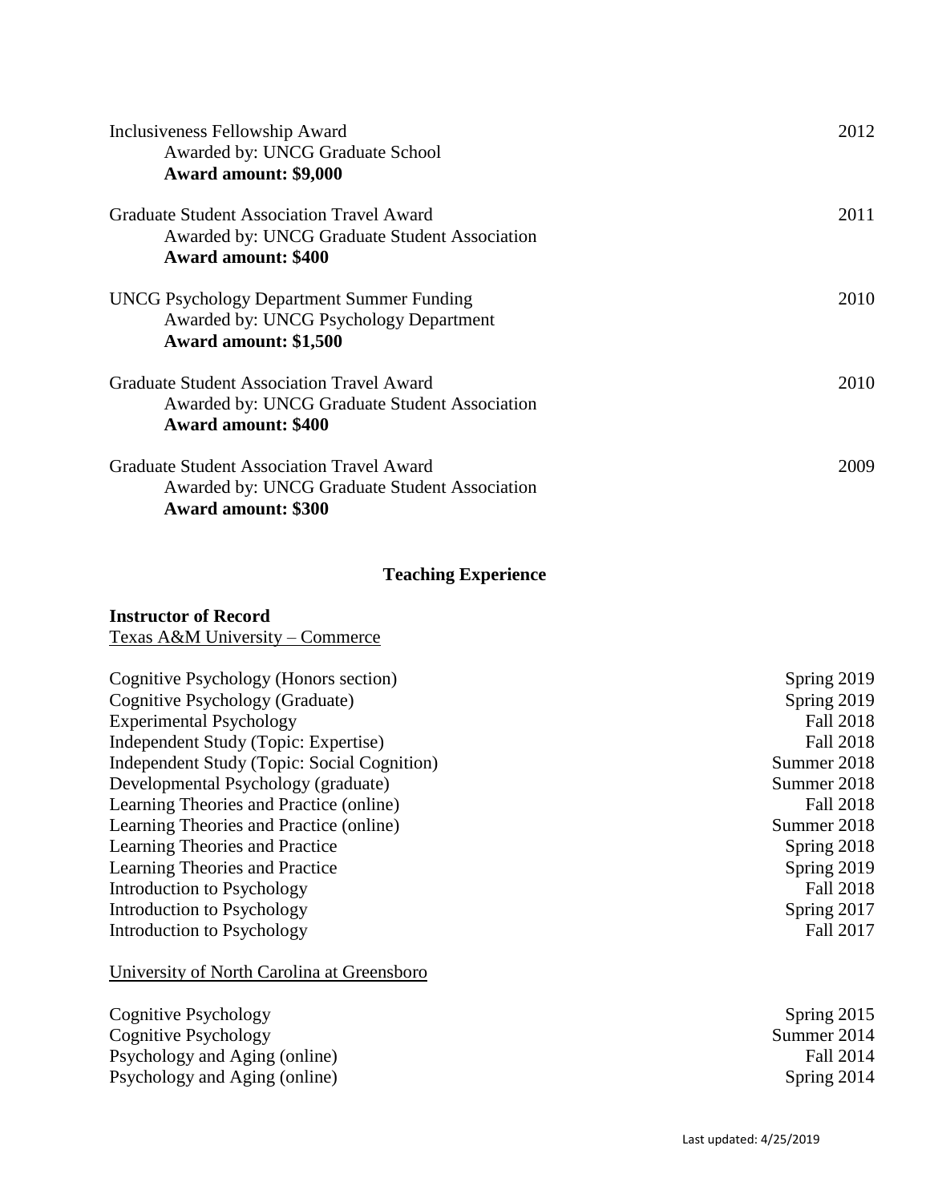Inclusiveness Fellowship Award — 2012
Awarded by: UNCG Graduate School
**Award amount: $9,000**

Graduate Student Association Travel Award — 2011
Awarded by: UNCG Graduate Student Association
**Award amount: $400**

UNCG Psychology Department Summer Funding — 2010
Awarded by: UNCG Psychology Department
**Award amount: $1,500**

Graduate Student Association Travel Award — 2010
Awarded by: UNCG Graduate Student Association
**Award amount: $400**

Graduate Student Association Travel Award — 2009
Awarded by: UNCG Graduate Student Association
**Award amount: $300**

## Teaching Experience

**Instructor of Record**

Texas A&M University – Commerce

| Course | Term |
|---|---|
| Cognitive Psychology (Honors section) | Spring 2019 |
| Cognitive Psychology (Graduate) | Spring 2019 |
| Experimental Psychology | Fall 2018 |
| Independent Study (Topic: Expertise) | Fall 2018 |
| Independent Study (Topic: Social Cognition) | Summer 2018 |
| Developmental Psychology (graduate) | Summer 2018 |
| Learning Theories and Practice (online) | Fall 2018 |
| Learning Theories and Practice (online) | Summer 2018 |
| Learning Theories and Practice | Spring 2018 |
| Learning Theories and Practice | Spring 2019 |
| Introduction to Psychology | Fall 2018 |
| Introduction to Psychology | Spring 2017 |
| Introduction to Psychology | Fall 2017 |

University of North Carolina at Greensboro

| Course | Term |
|---|---|
| Cognitive Psychology | Spring 2015 |
| Cognitive Psychology | Summer 2014 |
| Psychology and Aging (online) | Fall 2014 |
| Psychology and Aging (online) | Spring 2014 |

Last updated: 4/25/2019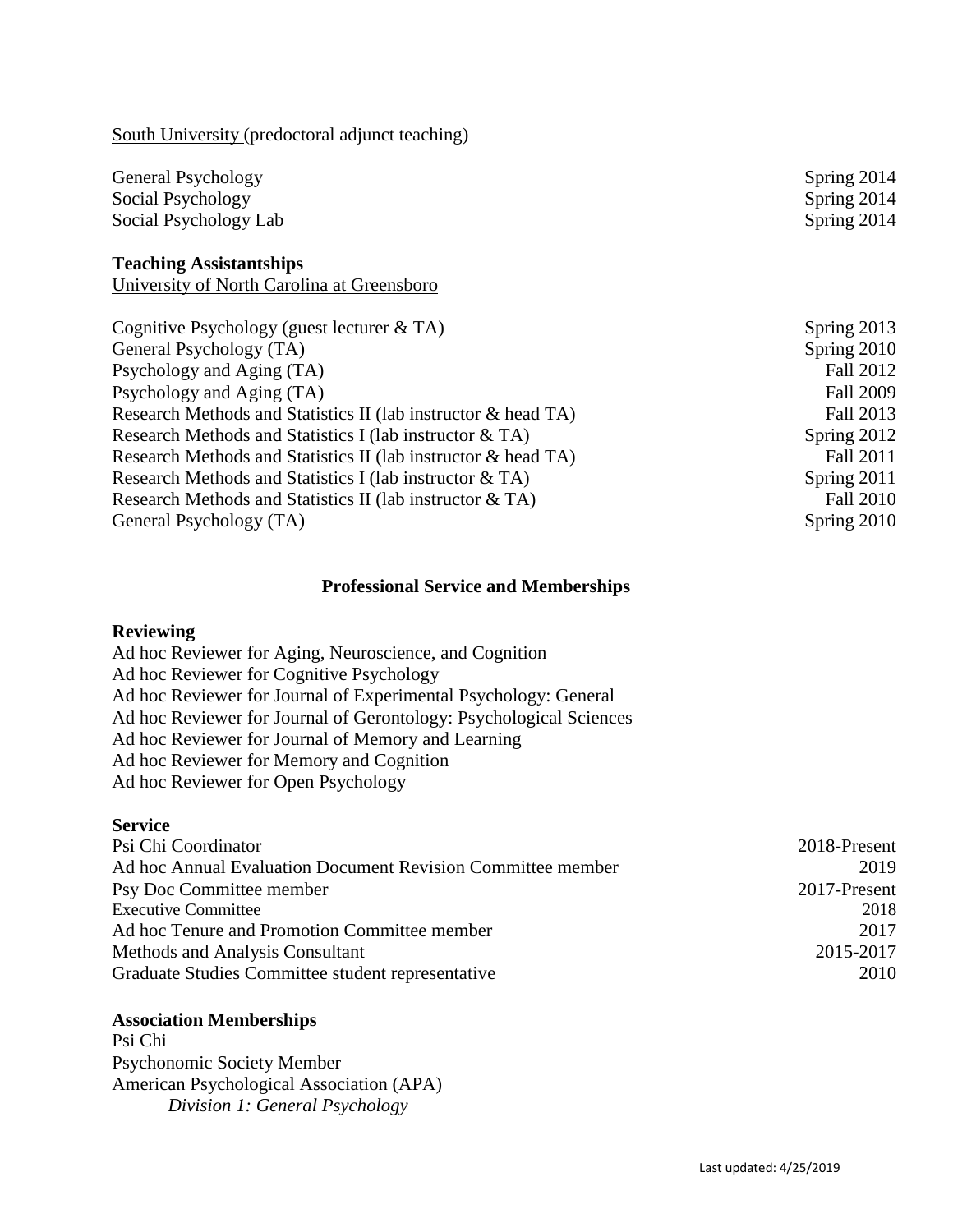South University (predoctoral adjunct teaching)

| | |
|---|---|
| General Psychology | Spring 2014 |
| Social Psychology | Spring 2014 |
| Social Psychology Lab | Spring 2014 |

**Teaching Assistantships**

University of North Carolina at Greensboro

| | |
|---|---|
| Cognitive Psychology (guest lecturer & TA) | Spring 2013 |
| General Psychology (TA) | Spring 2010 |
| Psychology and Aging (TA) | Fall 2012 |
| Psychology and Aging (TA) | Fall 2009 |
| Research Methods and Statistics II (lab instructor & head TA) | Fall 2013 |
| Research Methods and Statistics I (lab instructor & TA) | Spring 2012 |
| Research Methods and Statistics II (lab instructor & head TA) | Fall 2011 |
| Research Methods and Statistics I (lab instructor & TA) | Spring 2011 |
| Research Methods and Statistics II (lab instructor & TA) | Fall 2010 |
| General Psychology (TA) | Spring 2010 |

## Professional Service and Memberships

**Reviewing**

Ad hoc Reviewer for Aging, Neuroscience, and Cognition
Ad hoc Reviewer for Cognitive Psychology
Ad hoc Reviewer for Journal of Experimental Psychology: General
Ad hoc Reviewer for Journal of Gerontology: Psychological Sciences
Ad hoc Reviewer for Journal of Memory and Learning
Ad hoc Reviewer for Memory and Cognition
Ad hoc Reviewer for Open Psychology

**Service**

| | |
|---|---|
| Psi Chi Coordinator | 2018-Present |
| Ad hoc Annual Evaluation Document Revision Committee member | 2019 |
| Psy Doc Committee member | 2017-Present |
| Executive Committee | 2018 |
| Ad hoc Tenure and Promotion Committee member | 2017 |
| Methods and Analysis Consultant | 2015-2017 |
| Graduate Studies Committee student representative | 2010 |

**Association Memberships**

Psi Chi
Psychonomic Society Member
American Psychological Association (APA)
    *Division 1: General Psychology*

Last updated: 4/25/2019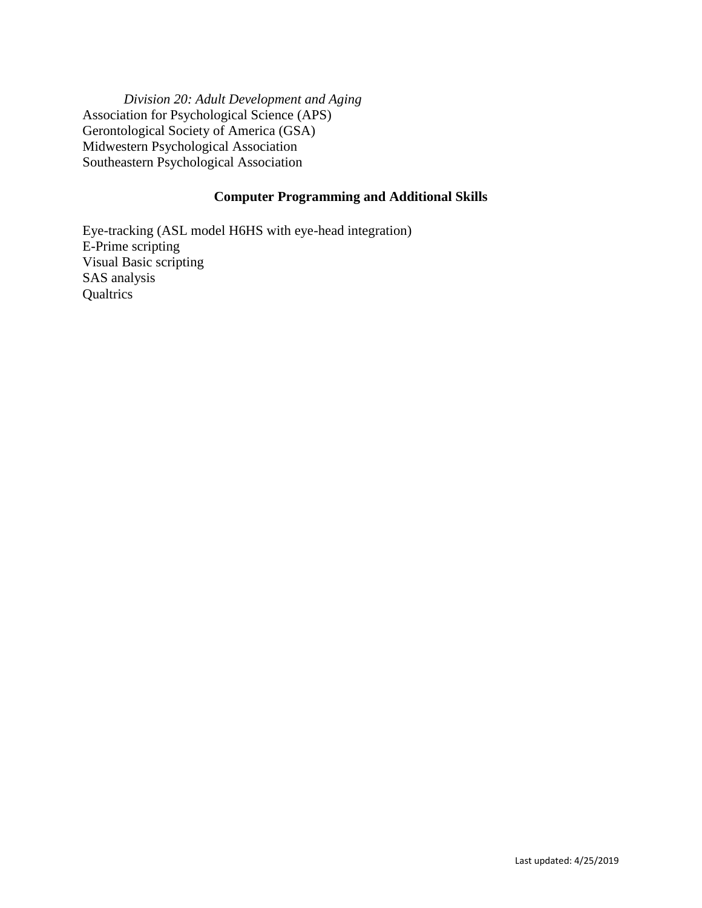*Division 20: Adult Development and Aging*

Association for Psychological Science (APS)
Gerontological Society of America (GSA)
Midwestern Psychological Association
Southeastern Psychological Association

## Computer Programming and Additional Skills

Eye-tracking (ASL model H6HS with eye-head integration)
E-Prime scripting
Visual Basic scripting
SAS analysis
Qualtrics

Last updated: 4/25/2019